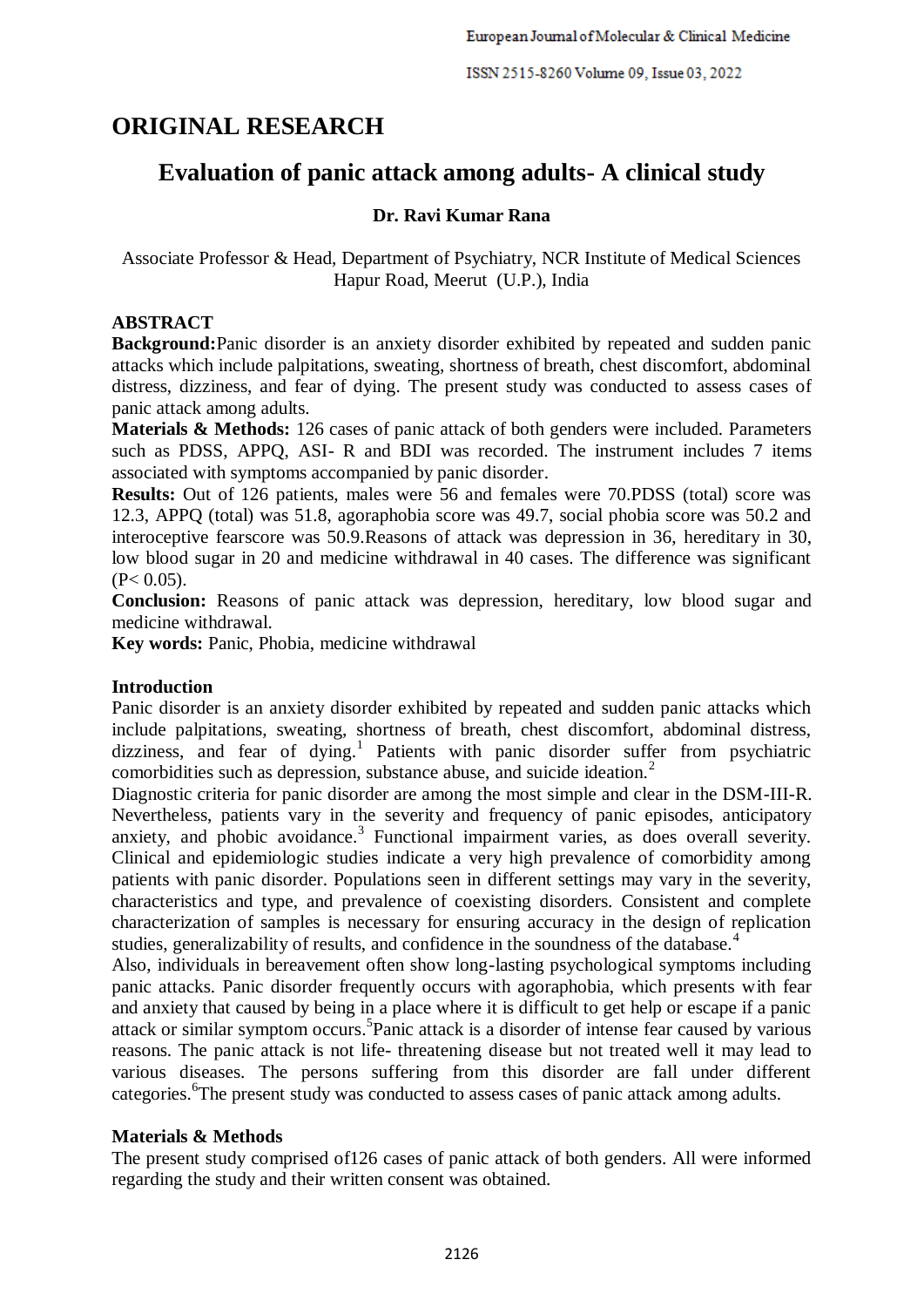# ORIGINAL RESEARCH

# Evaluation of panic attack among adults- A clinical study

**Dr. Ravi Kumar Rana**

Associate Professor & Head, Department of Psychiatry, NCR Institute of Medical Sciences Hapur Road, Meerut (U.P.), India

## ABSTRACT

**Background:**Panic disorder is an anxiety disorder exhibited by repeated and sudden panic attacks which include palpitations, sweating, shortness of breath, chest discomfort, abdominal distress, dizziness, and fear of dying. The present study was conducted to assess cases of panic attack among adults.

**Materials & Methods:** 126 cases of panic attack of both genders were included. Parameters such as PDSS, APPQ, ASI- R and BDI was recorded. The instrument includes 7 items associated with symptoms accompanied by panic disorder.

**Results:** Out of 126 patients, males were 56 and females were 70.PDSS (total) score was 12.3, APPQ (total) was 51.8, agoraphobia score was 49.7, social phobia score was 50.2 and interoceptive fearscore was 50.9.Reasons of attack was depression in 36, hereditary in 30, low blood sugar in 20 and medicine withdrawal in 40 cases. The difference was significant ($P< 0.05$).

**Conclusion:** Reasons of panic attack was depression, hereditary, low blood sugar and medicine withdrawal.

**Key words:** Panic, Phobia, medicine withdrawal

## Introduction

Panic disorder is an anxiety disorder exhibited by repeated and sudden panic attacks which include palpitations, sweating, shortness of breath, chest discomfort, abdominal distress, dizziness, and fear of dying.[1] Patients with panic disorder suffer from psychiatric comorbidities such as depression, substance abuse, and suicide ideation.[2]

Diagnostic criteria for panic disorder are among the most simple and clear in the DSM-III-R. Nevertheless, patients vary in the severity and frequency of panic episodes, anticipatory anxiety, and phobic avoidance.[3] Functional impairment varies, as does overall severity. Clinical and epidemiologic studies indicate a very high prevalence of comorbidity among patients with panic disorder. Populations seen in different settings may vary in the severity, characteristics and type, and prevalence of coexisting disorders. Consistent and complete characterization of samples is necessary for ensuring accuracy in the design of replication studies, generalizability of results, and confidence in the soundness of the database.[4]

Also, individuals in bereavement often show long-lasting psychological symptoms including panic attacks. Panic disorder frequently occurs with agoraphobia, which presents with fear and anxiety that caused by being in a place where it is difficult to get help or escape if a panic attack or similar symptom occurs.[5]Panic attack is a disorder of intense fear caused by various reasons. The panic attack is not life- threatening disease but not treated well it may lead to various diseases. The persons suffering from this disorder are fall under different categories.[6]The present study was conducted to assess cases of panic attack among adults.

## Materials & Methods

The present study comprised of126 cases of panic attack of both genders. All were informed regarding the study and their written consent was obtained.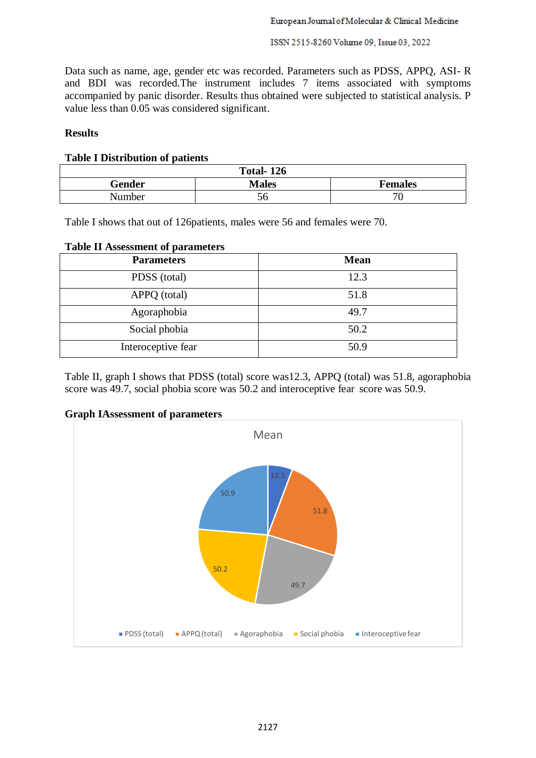Data such as name, age, gender etc was recorded. Parameters such as PDSS, APPQ, ASI- R and BDI was recorded.The instrument includes 7 items associated with symptoms accompanied by panic disorder. Results thus obtained were subjected to statistical analysis. P value less than 0.05 was considered significant.

## Results

**Table I Distribution of patients**

| Total- 126 | | |
|---|---|---|
| **Gender** | **Males** | **Females** |
| Number | 56 | 70 |

Table I shows that out of 126patients, males were 56 and females were 70.

**Table II Assessment of parameters**

| Parameters | Mean |
|---|---|
| PDSS (total) | 12.3 |
| APPQ (total) | 51.8 |
| Agoraphobia | 49.7 |
| Social phobia | 50.2 |
| Interoceptive fear | 50.9 |

Table II, graph I shows that PDSS (total) score was12.3, APPQ (total) was 51.8, agoraphobia score was 49.7, social phobia score was 50.2 and interoceptive fear score was 50.9.

**Graph IAssessment of parameters**

Mean

| Parameter | Mean |
|---|---|
| PDSS (total) | 12.3 |
| APPQ (total) | 51.8 |
| Agoraphobia | 49.7 |
| Social phobia | 50.2 |
| Interoceptive fear | 50.9 |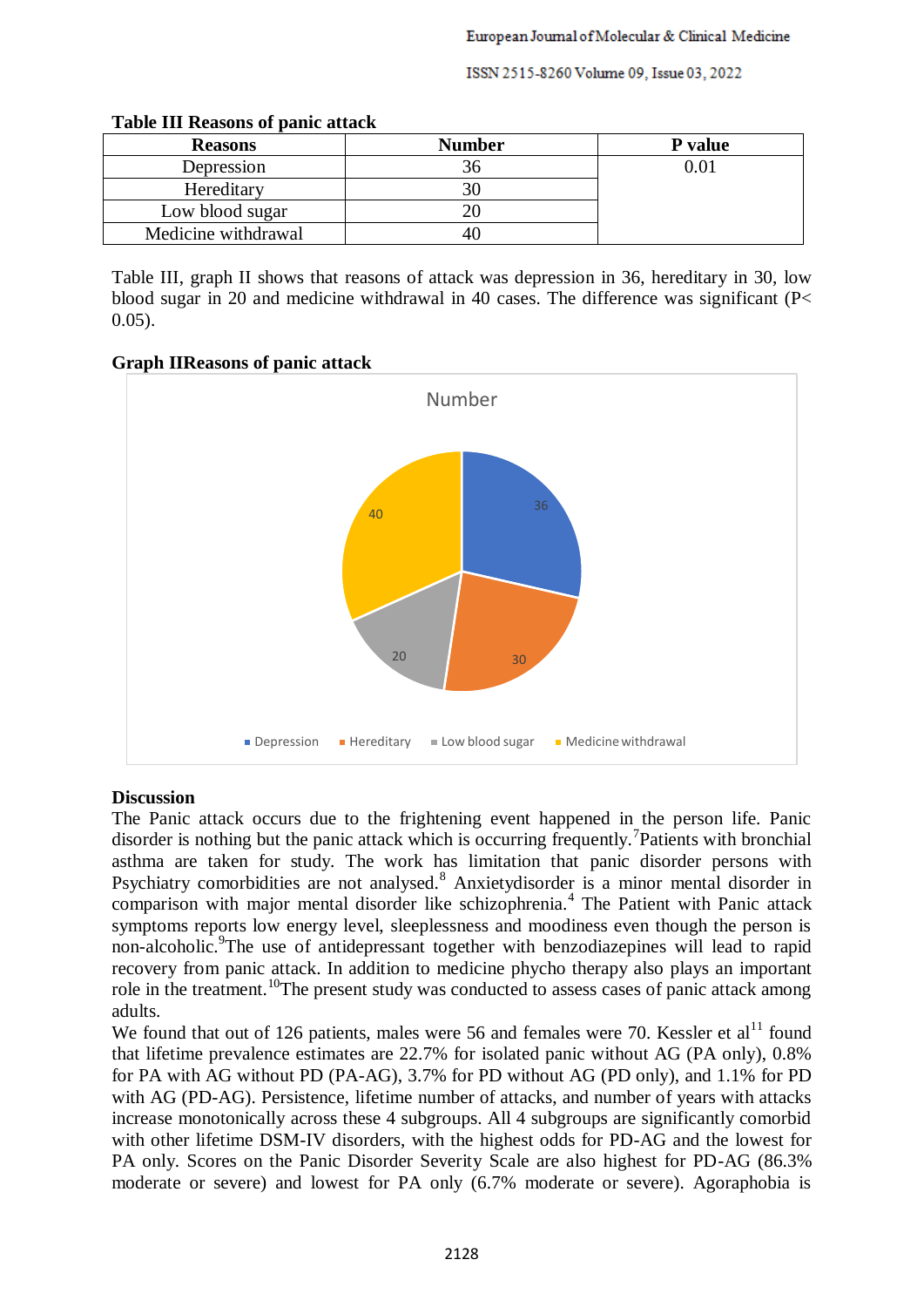**Table III Reasons of panic attack**

| Reasons | Number | P value |
|---|---|---|
| Depression | 36 | 0.01 |
| Hereditary | 30 | |
| Low blood sugar | 20 | |
| Medicine withdrawal | 40 | |

Table III, graph II shows that reasons of attack was depression in 36, hereditary in 30, low blood sugar in 20 and medicine withdrawal in 40 cases. The difference was significant ($P < 0.05$).

**Graph IIReasons of panic attack**

## Discussion

The Panic attack occurs due to the frightening event happened in the person life. Panic disorder is nothing but the panic attack which is occurring frequently.[7]Patients with bronchial asthma are taken for study. The work has limitation that panic disorder persons with Psychiatry comorbidities are not analysed.[8] Anxietydisorder is a minor mental disorder in comparison with major mental disorder like schizophrenia.[4] The Patient with Panic attack symptoms reports low energy level, sleeplessness and moodiness even though the person is non-alcoholic.[9]The use of antidepressant together with benzodiazepines will lead to rapid recovery from panic attack. In addition to medicine phycho therapy also plays an important role in the treatment.[10]The present study was conducted to assess cases of panic attack among adults.

We found that out of 126 patients, males were 56 and females were 70. Kessler et al[11] found that lifetime prevalence estimates are 22.7% for isolated panic without AG (PA only), 0.8% for PA with AG without PD (PA-AG), 3.7% for PD without AG (PD only), and 1.1% for PD with AG (PD-AG). Persistence, lifetime number of attacks, and number of years with attacks increase monotonically across these 4 subgroups. All 4 subgroups are significantly comorbid with other lifetime DSM-IV disorders, with the highest odds for PD-AG and the lowest for PA only. Scores on the Panic Disorder Severity Scale are also highest for PD-AG (86.3% moderate or severe) and lowest for PA only (6.7% moderate or severe). Agoraphobia is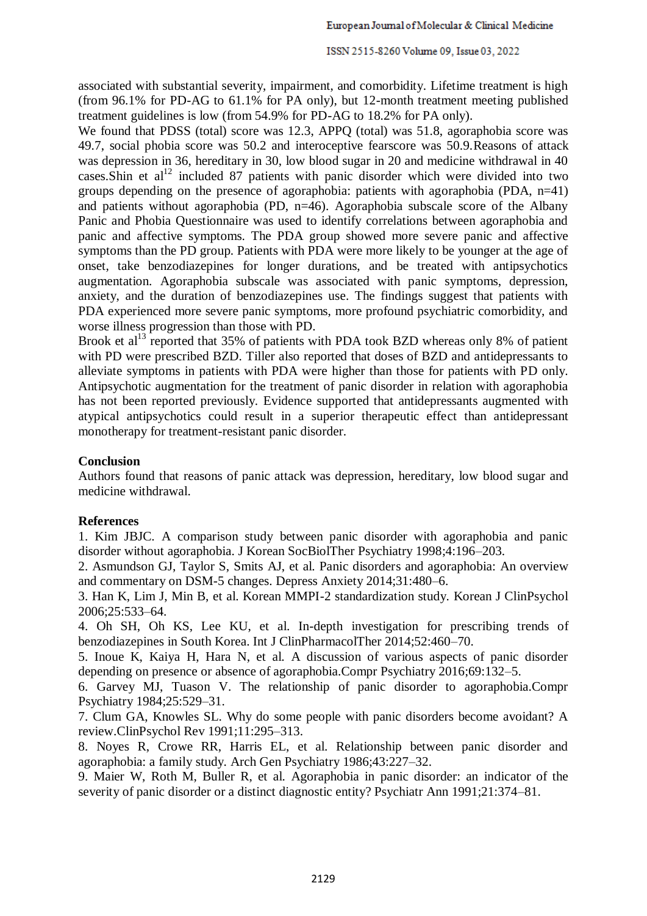associated with substantial severity, impairment, and comorbidity. Lifetime treatment is high (from 96.1% for PD-AG to 61.1% for PA only), but 12-month treatment meeting published treatment guidelines is low (from 54.9% for PD-AG to 18.2% for PA only).

We found that PDSS (total) score was 12.3, APPQ (total) was 51.8, agoraphobia score was 49.7, social phobia score was 50.2 and interoceptive fearscore was 50.9.Reasons of attack was depression in 36, hereditary in 30, low blood sugar in 20 and medicine withdrawal in 40 cases.Shin et al[12] included 87 patients with panic disorder which were divided into two groups depending on the presence of agoraphobia: patients with agoraphobia (PDA, n=41) and patients without agoraphobia (PD, n=46). Agoraphobia subscale score of the Albany Panic and Phobia Questionnaire was used to identify correlations between agoraphobia and panic and affective symptoms. The PDA group showed more severe panic and affective symptoms than the PD group. Patients with PDA were more likely to be younger at the age of onset, take benzodiazepines for longer durations, and be treated with antipsychotics augmentation. Agoraphobia subscale was associated with panic symptoms, depression, anxiety, and the duration of benzodiazepines use. The findings suggest that patients with PDA experienced more severe panic symptoms, more profound psychiatric comorbidity, and worse illness progression than those with PD.

Brook et al[13] reported that 35% of patients with PDA took BZD whereas only 8% of patient with PD were prescribed BZD. Tiller also reported that doses of BZD and antidepressants to alleviate symptoms in patients with PDA were higher than those for patients with PD only. Antipsychotic augmentation for the treatment of panic disorder in relation with agoraphobia has not been reported previously. Evidence supported that antidepressants augmented with atypical antipsychotics could result in a superior therapeutic effect than antidepressant monotherapy for treatment-resistant panic disorder.

## Conclusion

Authors found that reasons of panic attack was depression, hereditary, low blood sugar and medicine withdrawal.

## References

1. Kim JBJC. A comparison study between panic disorder with agoraphobia and panic disorder without agoraphobia. J Korean SocBiolTher Psychiatry 1998;4:196–203.
2. Asmundson GJ, Taylor S, Smits AJ, et al. Panic disorders and agoraphobia: An overview and commentary on DSM-5 changes. Depress Anxiety 2014;31:480–6.
3. Han K, Lim J, Min B, et al. Korean MMPI-2 standardization study. Korean J ClinPsychol 2006;25:533–64.
4. Oh SH, Oh KS, Lee KU, et al. In-depth investigation for prescribing trends of benzodiazepines in South Korea. Int J ClinPharmacolTher 2014;52:460–70.
5. Inoue K, Kaiya H, Hara N, et al. A discussion of various aspects of panic disorder depending on presence or absence of agoraphobia.Compr Psychiatry 2016;69:132–5.
6. Garvey MJ, Tuason V. The relationship of panic disorder to agoraphobia.Compr Psychiatry 1984;25:529–31.
7. Clum GA, Knowles SL. Why do some people with panic disorders become avoidant? A review.ClinPsychol Rev 1991;11:295–313.
8. Noyes R, Crowe RR, Harris EL, et al. Relationship between panic disorder and agoraphobia: a family study. Arch Gen Psychiatry 1986;43:227–32.
9. Maier W, Roth M, Buller R, et al. Agoraphobia in panic disorder: an indicator of the severity of panic disorder or a distinct diagnostic entity? Psychiatr Ann 1991;21:374–81.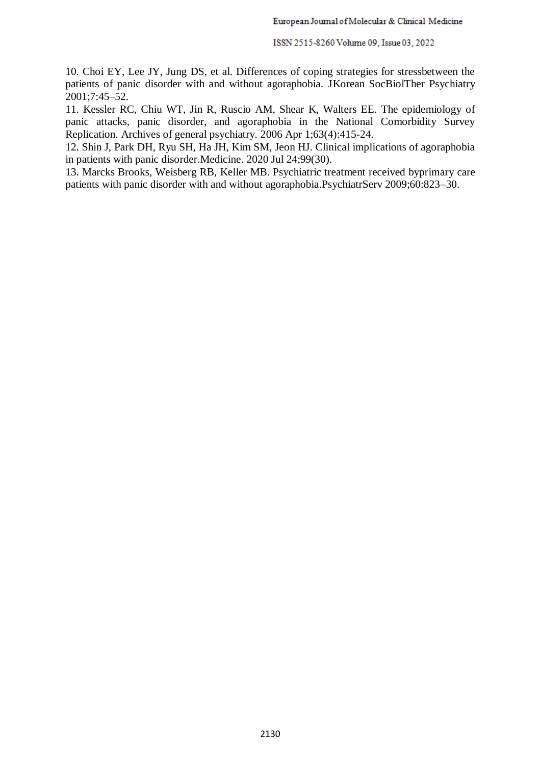10. Choi EY, Lee JY, Jung DS, et al. Differences of coping strategies for stressbetween the patients of panic disorder with and without agoraphobia. JKorean SocBiolTher Psychiatry 2001;7:45–52.

11. Kessler RC, Chiu WT, Jin R, Ruscio AM, Shear K, Walters EE. The epidemiology of panic attacks, panic disorder, and agoraphobia in the National Comorbidity Survey Replication. Archives of general psychiatry. 2006 Apr 1;63(4):415-24.

12. Shin J, Park DH, Ryu SH, Ha JH, Kim SM, Jeon HJ. Clinical implications of agoraphobia in patients with panic disorder.Medicine. 2020 Jul 24;99(30).

13. Marcks Brooks, Weisberg RB, Keller MB. Psychiatric treatment received byprimary care patients with panic disorder with and without agoraphobia.PsychiatrServ 2009;60:823–30.